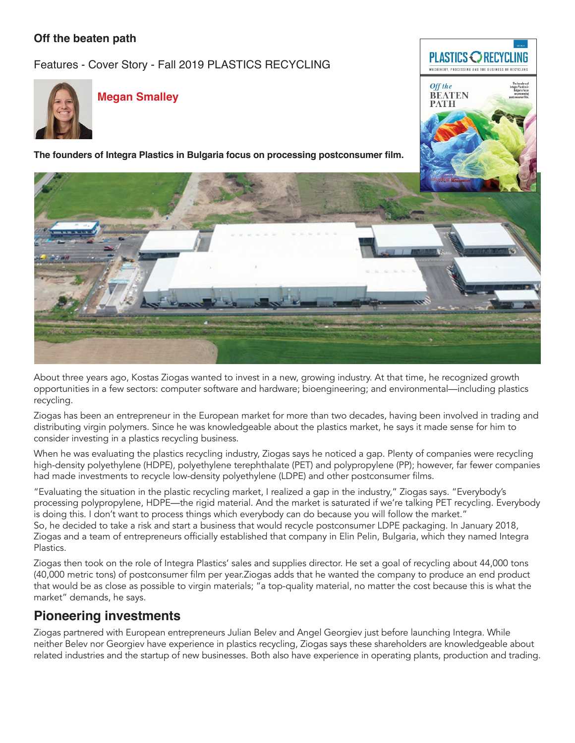# Off the beaten path

Features - Cover Story - Fall 2019 PLASTICS RECYCLING

**Megan Smalley**

**The founders of Integra Plastics in Bulgaria focus on processing postconsumer film.**

About three years ago, Kostas Ziogas wanted to invest in a new, growing industry. At that time, he recognized growth opportunities in a few sectors: computer software and hardware; bioengineering; and environmental—including plastics recycling.

Ziogas has been an entrepreneur in the European market for more than two decades, having been involved in trading and distributing virgin polymers. Since he was knowledgeable about the plastics market, he says it made sense for him to consider investing in a plastics recycling business.

When he was evaluating the plastics recycling industry, Ziogas says he noticed a gap. Plenty of companies were recycling high-density polyethylene (HDPE), polyethylene terephthalate (PET) and polypropylene (PP); however, far fewer companies had made investments to recycle low-density polyethylene (LDPE) and other postconsumer films.

"Evaluating the situation in the plastic recycling market, I realized a gap in the industry," Ziogas says. "Everybody's processing polypropylene, HDPE—the rigid material. And the market is saturated if we're talking PET recycling. Everybody is doing this. I don't want to process things which everybody can do because you will follow the market."

So, he decided to take a risk and start a business that would recycle postconsumer LDPE packaging. In January 2018, Ziogas and a team of entrepreneurs officially established that company in Elin Pelin, Bulgaria, which they named Integra Plastics.

Ziogas then took on the role of Integra Plastics' sales and supplies director. He set a goal of recycling about 44,000 tons (40,000 metric tons) of postconsumer film per year.Ziogas adds that he wanted the company to produce an end product that would be as close as possible to virgin materials; "a top-quality material, no matter the cost because this is what the market" demands, he says.

## Pioneering investments

Ziogas partnered with European entrepreneurs Julian Belev and Angel Georgiev just before launching Integra. While neither Belev nor Georgiev have experience in plastics recycling, Ziogas says these shareholders are knowledgeable about related industries and the startup of new businesses. Both also have experience in operating plants, production and trading.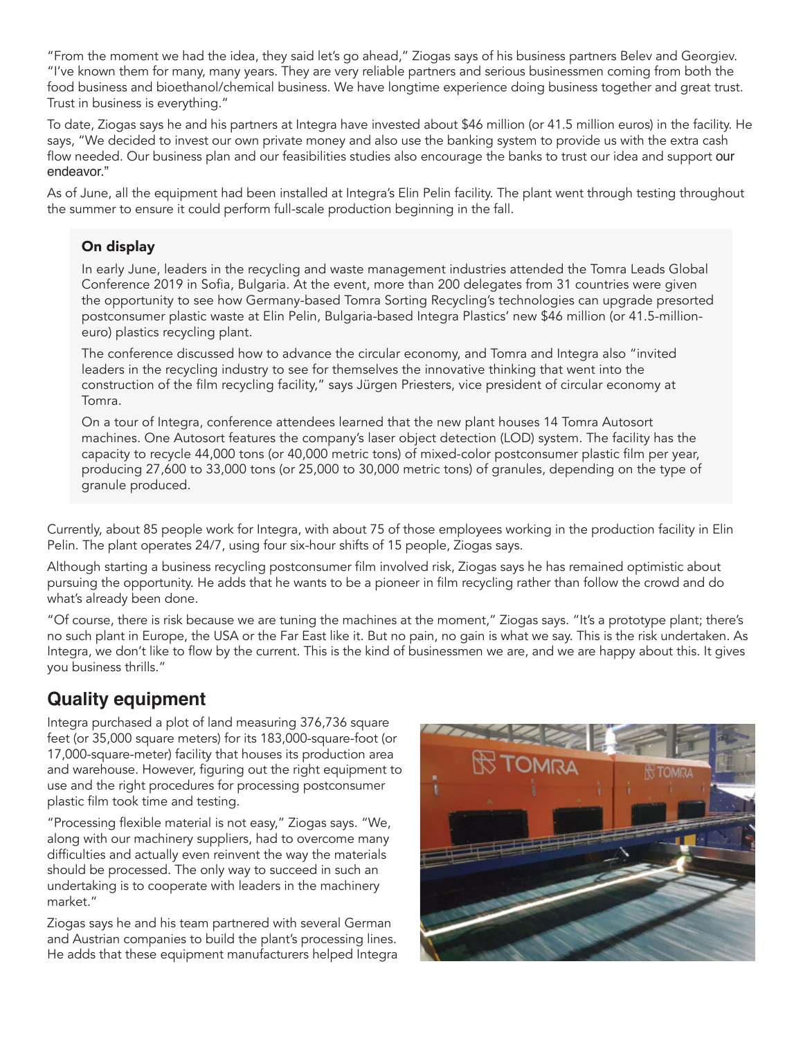"From the moment we had the idea, they said let's go ahead," Ziogas says of his business partners Belev and Georgiev. "I've known them for many, many years. They are very reliable partners and serious businessmen coming from both the food business and bioethanol/chemical business. We have longtime experience doing business together and great trust. Trust in business is everything."

To date, Ziogas says he and his partners at Integra have invested about $46 million (or 41.5 million euros) in the facility. He says, "We decided to invest our own private money and also use the banking system to provide us with the extra cash flow needed. Our business plan and our feasibilities studies also encourage the banks to trust our idea and support our endeavor."

As of June, all the equipment had been installed at Integra's Elin Pelin facility. The plant went through testing throughout the summer to ensure it could perform full-scale production beginning in the fall.

> **On display**
>
> In early June, leaders in the recycling and waste management industries attended the Tomra Leads Global Conference 2019 in Sofia, Bulgaria. At the event, more than 200 delegates from 31 countries were given the opportunity to see how Germany-based Tomra Sorting Recycling's technologies can upgrade presorted postconsumer plastic waste at Elin Pelin, Bulgaria-based Integra Plastics' new $46 million (or 41.5-million-euro) plastics recycling plant.
>
> The conference discussed how to advance the circular economy, and Tomra and Integra also "invited leaders in the recycling industry to see for themselves the innovative thinking that went into the construction of the film recycling facility," says Jürgen Priesters, vice president of circular economy at Tomra.
>
> On a tour of Integra, conference attendees learned that the new plant houses 14 Tomra Autosort machines. One Autosort features the company's laser object detection (LOD) system. The facility has the capacity to recycle 44,000 tons (or 40,000 metric tons) of mixed-color postconsumer plastic film per year, producing 27,600 to 33,000 tons (or 25,000 to 30,000 metric tons) of granules, depending on the type of granule produced.

Currently, about 85 people work for Integra, with about 75 of those employees working in the production facility in Elin Pelin. The plant operates 24/7, using four six-hour shifts of 15 people, Ziogas says.

Although starting a business recycling postconsumer film involved risk, Ziogas says he has remained optimistic about pursuing the opportunity. He adds that he wants to be a pioneer in film recycling rather than follow the crowd and do what's already been done.

"Of course, there is risk because we are tuning the machines at the moment," Ziogas says. "It's a prototype plant; there's no such plant in Europe, the USA or the Far East like it. But no pain, no gain is what we say. This is the risk undertaken. As Integra, we don't like to flow by the current. This is the kind of businessmen we are, and we are happy about this. It gives you business thrills."

## Quality equipment

Integra purchased a plot of land measuring 376,736 square feet (or 35,000 square meters) for its 183,000-square-foot (or 17,000-square-meter) facility that houses its production area and warehouse. However, figuring out the right equipment to use and the right procedures for processing postconsumer plastic film took time and testing.

"Processing flexible material is not easy," Ziogas says. "We, along with our machinery suppliers, had to overcome many difficulties and actually even reinvent the way the materials should be processed. The only way to succeed in such an undertaking is to cooperate with leaders in the machinery market."

Ziogas says he and his team partnered with several German and Austrian companies to build the plant's processing lines. He adds that these equipment manufacturers helped Integra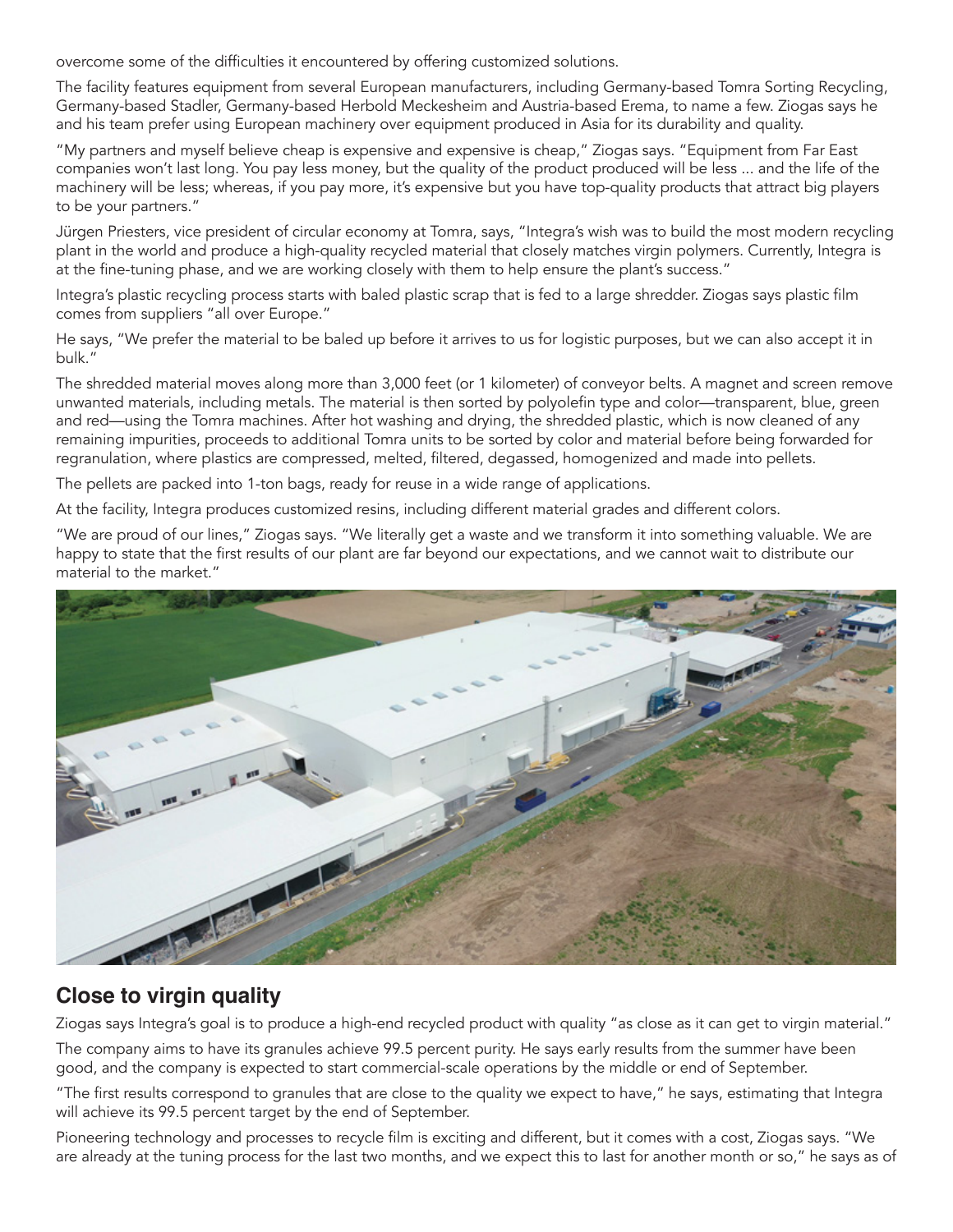overcome some of the difficulties it encountered by offering customized solutions.

The facility features equipment from several European manufacturers, including Germany-based Tomra Sorting Recycling, Germany-based Stadler, Germany-based Herbold Meckesheim and Austria-based Erema, to name a few. Ziogas says he and his team prefer using European machinery over equipment produced in Asia for its durability and quality.

"My partners and myself believe cheap is expensive and expensive is cheap," Ziogas says. "Equipment from Far East companies won't last long. You pay less money, but the quality of the product produced will be less ... and the life of the machinery will be less; whereas, if you pay more, it's expensive but you have top-quality products that attract big players to be your partners."

Jürgen Priesters, vice president of circular economy at Tomra, says, "Integra's wish was to build the most modern recycling plant in the world and produce a high-quality recycled material that closely matches virgin polymers. Currently, Integra is at the fine-tuning phase, and we are working closely with them to help ensure the plant's success."

Integra's plastic recycling process starts with baled plastic scrap that is fed to a large shredder. Ziogas says plastic film comes from suppliers "all over Europe."

He says, "We prefer the material to be baled up before it arrives to us for logistic purposes, but we can also accept it in bulk."

The shredded material moves along more than 3,000 feet (or 1 kilometer) of conveyor belts. A magnet and screen remove unwanted materials, including metals. The material is then sorted by polyolefin type and color—transparent, blue, green and red—using the Tomra machines. After hot washing and drying, the shredded plastic, which is now cleaned of any remaining impurities, proceeds to additional Tomra units to be sorted by color and material before being forwarded for regranulation, where plastics are compressed, melted, filtered, degassed, homogenized and made into pellets.

The pellets are packed into 1-ton bags, ready for reuse in a wide range of applications.

At the facility, Integra produces customized resins, including different material grades and different colors.

"We are proud of our lines," Ziogas says. "We literally get a waste and we transform it into something valuable. We are happy to state that the first results of our plant are far beyond our expectations, and we cannot wait to distribute our material to the market."

## Close to virgin quality

Ziogas says Integra's goal is to produce a high-end recycled product with quality "as close as it can get to virgin material."

The company aims to have its granules achieve 99.5 percent purity. He says early results from the summer have been good, and the company is expected to start commercial-scale operations by the middle or end of September.

"The first results correspond to granules that are close to the quality we expect to have," he says, estimating that Integra will achieve its 99.5 percent target by the end of September.

Pioneering technology and processes to recycle film is exciting and different, but it comes with a cost, Ziogas says. "We are already at the tuning process for the last two months, and we expect this to last for another month or so," he says as of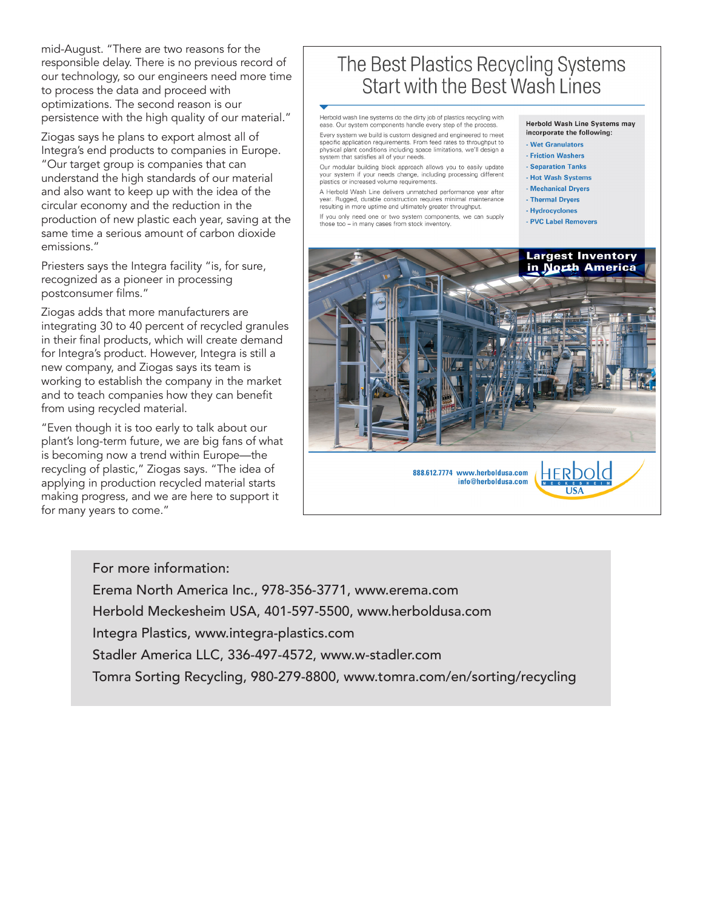mid-August. "There are two reasons for the responsible delay. There is no previous record of our technology, so our engineers need more time to process the data and proceed with optimizations. The second reason is our persistence with the high quality of our material."

Ziogas says he plans to export almost all of Integra's end products to companies in Europe. "Our target group is companies that can understand the high standards of our material and also want to keep up with the idea of the circular economy and the reduction in the production of new plastic each year, saving at the same time a serious amount of carbon dioxide emissions."

Priesters says the Integra facility "is, for sure, recognized as a pioneer in processing postconsumer films."

Ziogas adds that more manufacturers are integrating 30 to 40 percent of recycled granules in their final products, which will create demand for Integra's product. However, Integra is still a new company, and Ziogas says its team is working to establish the company in the market and to teach companies how they can benefit from using recycled material.

"Even though it is too early to talk about our plant's long-term future, we are big fans of what is becoming now a trend within Europe—the recycling of plastic," Ziogas says. "The idea of applying in production recycled material starts making progress, and we are here to support it for many years to come."

# The Best Plastics Recycling Systems Start with the Best Wash Lines

Herbold wash line systems do the dirty job of plastics recycling with ease. Our system components handle every step of the process.

Every system we build is custom designed and engineered to meet specific application requirements. From feed rates to throughput to physical plant conditions including space limitations, we'll design a system that satisfies all of your needs.

Our modular building block approach allows you to easily update your system if your needs change, including processing different plastics or increased volume requirements.

A Herbold Wash Line delivers unmatched performance year after year. Rugged, durable construction requires minimal maintenance resulting in more uptime and ultimately greater throughput.

If you only need one or two system components, we can supply those too – in many cases from stock inventory.

**Herbold Wash Line Systems may incorporate the following:**

- Wet Granulators
- Friction Washers
- Separation Tanks
- Hot Wash Systems
- Mechanical Dryers
- Thermal Dryers
- Hydrocyclones
- PVC Label Removers

**Largest Inventory in North America**

888.612.7774 www.herboldusa.com
info@herboldusa.com

HERBOLD MECKESHEIM USA

For more information:

Erema North America Inc., 978-356-3771, www.erema.com

Herbold Meckesheim USA, 401-597-5500, www.herboldusa.com

Integra Plastics, www.integra-plastics.com

Stadler America LLC, 336-497-4572, www.w-stadler.com

Tomra Sorting Recycling, 980-279-8800, www.tomra.com/en/sorting/recycling